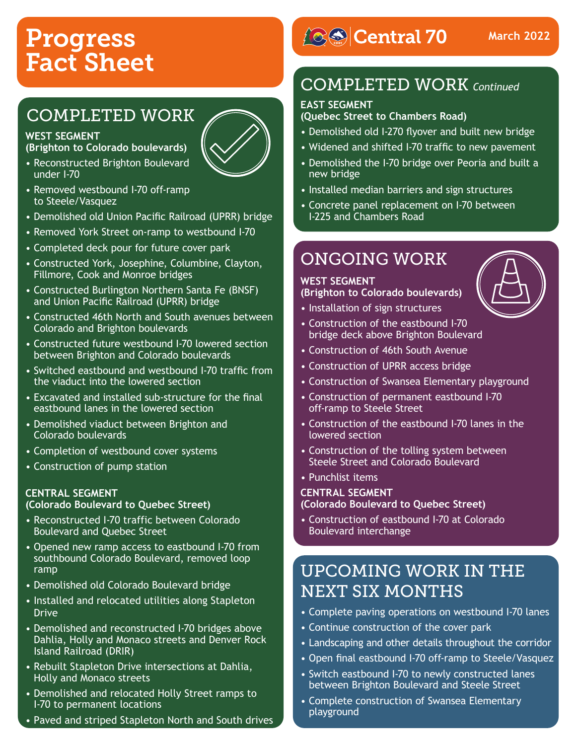# Progress Fact Sheet

Central 70 — March 2022

## COMPLETED WORK

**WEST SEGMENT**
**(Brighton to Colorado boulevards)**

- Reconstructed Brighton Boulevard under I-70
- Removed westbound I-70 off-ramp to Steele/Vasquez
- Demolished old Union Pacific Railroad (UPRR) bridge
- Removed York Street on-ramp to westbound I-70
- Completed deck pour for future cover park
- Constructed York, Josephine, Columbine, Clayton, Fillmore, Cook and Monroe bridges
- Constructed Burlington Northern Santa Fe (BNSF) and Union Pacific Railroad (UPRR) bridge
- Constructed 46th North and South avenues between Colorado and Brighton boulevards
- Constructed future westbound I-70 lowered section between Brighton and Colorado boulevards
- Switched eastbound and westbound I-70 traffic from the viaduct into the lowered section
- Excavated and installed sub-structure for the final eastbound lanes in the lowered section
- Demolished viaduct between Brighton and Colorado boulevards
- Completion of westbound cover systems
- Construction of pump station

**CENTRAL SEGMENT**
**(Colorado Boulevard to Quebec Street)**

- Reconstructed I-70 traffic between Colorado Boulevard and Quebec Street
- Opened new ramp access to eastbound I-70 from southbound Colorado Boulevard, removed loop ramp
- Demolished old Colorado Boulevard bridge
- Installed and relocated utilities along Stapleton Drive
- Demolished and reconstructed I-70 bridges above Dahlia, Holly and Monaco streets and Denver Rock Island Railroad (DRIR)
- Rebuilt Stapleton Drive intersections at Dahlia, Holly and Monaco streets
- Demolished and relocated Holly Street ramps to I-70 to permanent locations
- Paved and striped Stapleton North and South drives

## COMPLETED WORK *Continued*

**EAST SEGMENT**
**(Quebec Street to Chambers Road)**

- Demolished old I-270 flyover and built new bridge
- Widened and shifted I-70 traffic to new pavement
- Demolished the I-70 bridge over Peoria and built a new bridge
- Installed median barriers and sign structures
- Concrete panel replacement on I-70 between I-225 and Chambers Road

## ONGOING WORK

**WEST SEGMENT**
**(Brighton to Colorado boulevards)**

- Installation of sign structures
- Construction of the eastbound I-70 bridge deck above Brighton Boulevard
- Construction of 46th South Avenue
- Construction of UPRR access bridge
- Construction of Swansea Elementary playground
- Construction of permanent eastbound I-70 off-ramp to Steele Street
- Construction of the eastbound I-70 lanes in the lowered section
- Construction of the tolling system between Steele Street and Colorado Boulevard
- Punchlist items

**CENTRAL SEGMENT**
**(Colorado Boulevard to Quebec Street)**

- Construction of eastbound I-70 at Colorado Boulevard interchange

## UPCOMING WORK IN THE NEXT SIX MONTHS

- Complete paving operations on westbound I-70 lanes
- Continue construction of the cover park
- Landscaping and other details throughout the corridor
- Open final eastbound I-70 off-ramp to Steele/Vasquez
- Switch eastbound I-70 to newly constructed lanes between Brighton Boulevard and Steele Street
- Complete construction of Swansea Elementary playground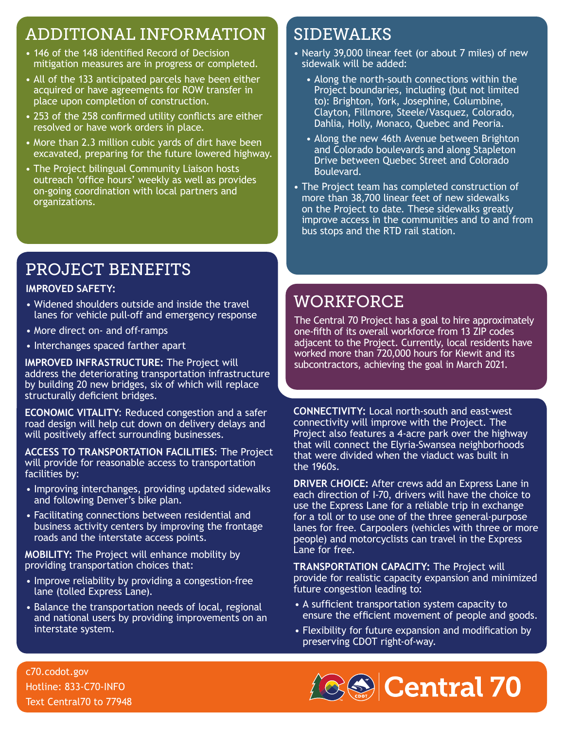## ADDITIONAL INFORMATION

- 146 of the 148 identified Record of Decision mitigation measures are in progress or completed.
- All of the 133 anticipated parcels have been either acquired or have agreements for ROW transfer in place upon completion of construction.
- 253 of the 258 confirmed utility conflicts are either resolved or have work orders in place.
- More than 2.3 million cubic yards of dirt have been excavated, preparing for the future lowered highway.
- The Project bilingual Community Liaison hosts outreach 'office hours' weekly as well as provides on-going coordination with local partners and organizations.

## SIDEWALKS

- Nearly 39,000 linear feet (or about 7 miles) of new sidewalk will be added:
  - Along the north-south connections within the Project boundaries, including (but not limited to): Brighton, York, Josephine, Columbine, Clayton, Fillmore, Steele/Vasquez, Colorado, Dahlia, Holly, Monaco, Quebec and Peoria.
  - Along the new 46th Avenue between Brighton and Colorado boulevards and along Stapleton Drive between Quebec Street and Colorado Boulevard.
- The Project team has completed construction of more than 38,700 linear feet of new sidewalks on the Project to date. These sidewalks greatly improve access in the communities and to and from bus stops and the RTD rail station.

## WORKFORCE

The Central 70 Project has a goal to hire approximately one-fifth of its overall workforce from 13 ZIP codes adjacent to the Project. Currently, local residents have worked more than 720,000 hours for Kiewit and its subcontractors, achieving the goal in March 2021.

## PROJECT BENEFITS

**IMPROVED SAFETY:**

- Widened shoulders outside and inside the travel lanes for vehicle pull-off and emergency response
- More direct on- and off-ramps
- Interchanges spaced farther apart

**IMPROVED INFRASTRUCTURE:** The Project will address the deteriorating transportation infrastructure by building 20 new bridges, six of which will replace structurally deficient bridges.

**ECONOMIC VITALITY**: Reduced congestion and a safer road design will help cut down on delivery delays and will positively affect surrounding businesses.

**ACCESS TO TRANSPORTATION FACILITIES**: The Project will provide for reasonable access to transportation facilities by:

- Improving interchanges, providing updated sidewalks and following Denver's bike plan.
- Facilitating connections between residential and business activity centers by improving the frontage roads and the interstate access points.

**MOBILITY:** The Project will enhance mobility by providing transportation choices that:

- Improve reliability by providing a congestion-free lane (tolled Express Lane).
- Balance the transportation needs of local, regional and national users by providing improvements on an interstate system.

**CONNECTIVITY:** Local north-south and east-west connectivity will improve with the Project. The Project also features a 4-acre park over the highway that will connect the Elyria-Swansea neighborhoods that were divided when the viaduct was built in the 1960s.

**DRIVER CHOICE:** After crews add an Express Lane in each direction of I-70, drivers will have the choice to use the Express Lane for a reliable trip in exchange for a toll or to use one of the three general-purpose lanes for free. Carpoolers (vehicles with three or more people) and motorcyclists can travel in the Express Lane for free.

**TRANSPORTATION CAPACITY:** The Project will provide for realistic capacity expansion and minimized future congestion leading to:

- A sufficient transportation system capacity to ensure the efficient movement of people and goods.
- Flexibility for future expansion and modification by preserving CDOT right-of-way.

c70.codot.gov
Hotline: 833-C70-INFO
Text Central70 to 77948

Central 70